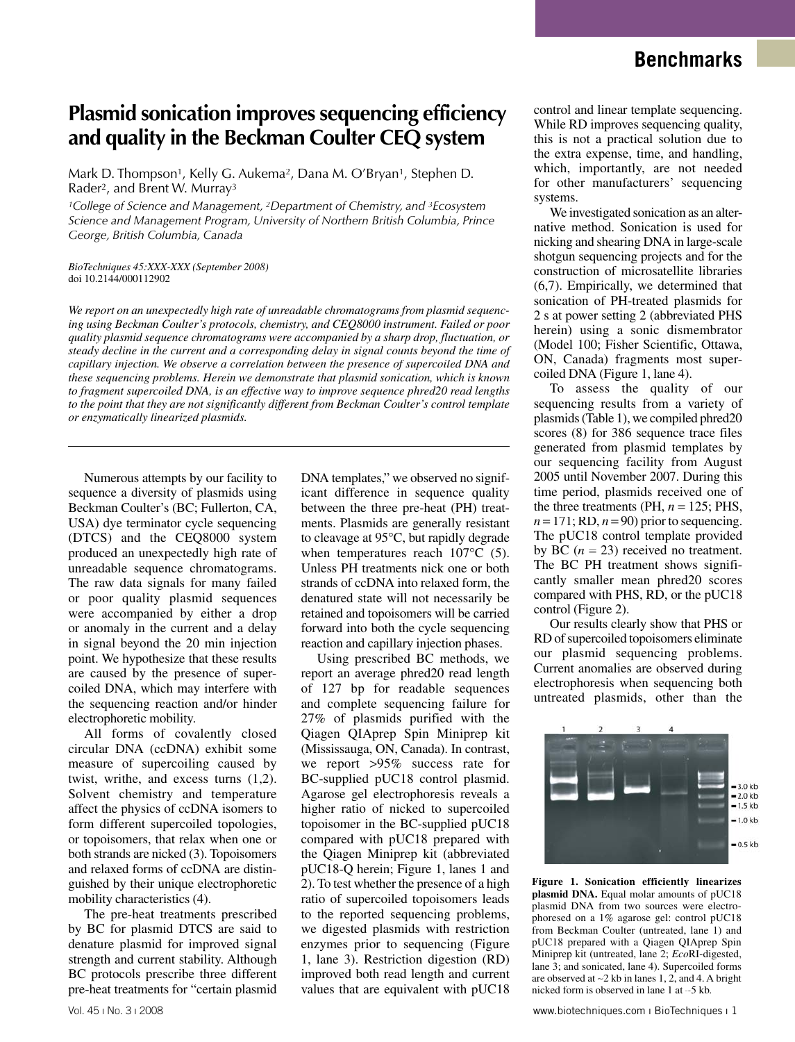# Plasmid sonication improves sequencing efficiency and quality in the Beckman Coulter CEQ system

Mark D. Thompson[1], Kelly G. Aukema[2], Dana M. O'Bryan[1], Stephen D. Rader[2], and Brent W. Murray[3]

[1]College of Science and Management, [2]Department of Chemistry, and [3]Ecosystem Science and Management Program, University of Northern British Columbia, Prince George, British Columbia, Canada

*BioTechniques 45:XXX-XXX (September 2008)*
doi 10.2144/000112902

*We report on an unexpectedly high rate of unreadable chromatograms from plasmid sequencing using Beckman Coulter's protocols, chemistry, and CEQ8000 instrument. Failed or poor quality plasmid sequence chromatograms were accompanied by a sharp drop, fluctuation, or steady decline in the current and a corresponding delay in signal counts beyond the time of capillary injection. We observe a correlation between the presence of supercoiled DNA and these sequencing problems. Herein we demonstrate that plasmid sonication, which is known to fragment supercoiled DNA, is an effective way to improve sequence phred20 read lengths to the point that they are not significantly different from Beckman Coulter's control template or enzymatically linearized plasmids.*

---

Numerous attempts by our facility to sequence a diversity of plasmids using Beckman Coulter's (BC; Fullerton, CA, USA) dye terminator cycle sequencing (DTCS) and the CEQ8000 system produced an unexpectedly high rate of unreadable sequence chromatograms. The raw data signals for many failed or poor quality plasmid sequences were accompanied by either a drop or anomaly in the current and a delay in signal beyond the 20 min injection point. We hypothesize that these results are caused by the presence of supercoiled DNA, which may interfere with the sequencing reaction and/or hinder electrophoretic mobility.

All forms of covalently closed circular DNA (ccDNA) exhibit some measure of supercoiling caused by twist, writhe, and excess turns (1,2). Solvent chemistry and temperature affect the physics of ccDNA isomers to form different supercoiled topologies, or topoisomers, that relax when one or both strands are nicked (3). Topoisomers and relaxed forms of ccDNA are distinguished by their unique electrophoretic mobility characteristics (4).

The pre-heat treatments prescribed by BC for plasmid DTCS are said to denature plasmid for improved signal strength and current stability. Although BC protocols prescribe three different pre-heat treatments for "certain plasmid DNA templates," we observed no significant difference in sequence quality between the three pre-heat (PH) treatments. Plasmids are generally resistant to cleavage at 95°C, but rapidly degrade when temperatures reach 107°C (5). Unless PH treatments nick one or both strands of ccDNA into relaxed form, the denatured state will not necessarily be retained and topoisomers will be carried forward into both the cycle sequencing reaction and capillary injection phases.

Using prescribed BC methods, we report an average phred20 read length of 127 bp for readable sequences and complete sequencing failure for 27% of plasmids purified with the Qiagen QIAprep Spin Miniprep kit (Mississauga, ON, Canada). In contrast, we report >95% success rate for BC-supplied pUC18 control plasmid. Agarose gel electrophoresis reveals a higher ratio of nicked to supercoiled topoisomer in the BC-supplied pUC18 compared with pUC18 prepared with the Qiagen Miniprep kit (abbreviated pUC18-Q herein; Figure 1, lanes 1 and 2). To test whether the presence of a high ratio of supercoiled topoisomers leads to the reported sequencing problems, we digested plasmids with restriction enzymes prior to sequencing (Figure 1, lane 3). Restriction digestion (RD) improved both read length and current values that are equivalent with pUC18 control and linear template sequencing. While RD improves sequencing quality, this is not a practical solution due to the extra expense, time, and handling, which, importantly, are not needed for other manufacturers' sequencing systems.

We investigated sonication as an alternative method. Sonication is used for nicking and shearing DNA in large-scale shotgun sequencing projects and for the construction of microsatellite libraries (6,7). Empirically, we determined that sonication of PH-treated plasmids for 2 s at power setting 2 (abbreviated PHS herein) using a sonic dismembrator (Model 100; Fisher Scientific, Ottawa, ON, Canada) fragments most supercoiled DNA (Figure 1, lane 4).

To assess the quality of our sequencing results from a variety of plasmids (Table 1), we compiled phred20 scores (8) for 386 sequence trace files generated from plasmid templates by our sequencing facility from August 2005 until November 2007. During this time period, plasmids received one of the three treatments (PH, $n = 125$; PHS, $n = 171$; RD, $n = 90$) prior to sequencing. The pUC18 control template provided by BC ($n = 23$) received no treatment. The BC PH treatment shows significantly smaller mean phred20 scores compared with PHS, RD, or the pUC18 control (Figure 2).

Our results clearly show that PHS or RD of supercoiled topoisomers eliminate our plasmid sequencing problems. Current anomalies are observed during electrophoresis when sequencing both untreated plasmids, other than the

**Figure 1. Sonication efficiently linearizes plasmid DNA.** Equal molar amounts of pUC18 plasmid DNA from two sources were electrophoresed on a 1% agarose gel: control pUC18 from Beckman Coulter (untreated, lane 1) and pUC18 prepared with a Qiagen QIAprep Spin Miniprep kit (untreated, lane 2; *Eco*RI-digested, lane 3; and sonicated, lane 4). Supercoiled forms are observed at ~2 kb in lanes 1, 2, and 4. A bright nicked form is observed in lane 1 at ~5 kb.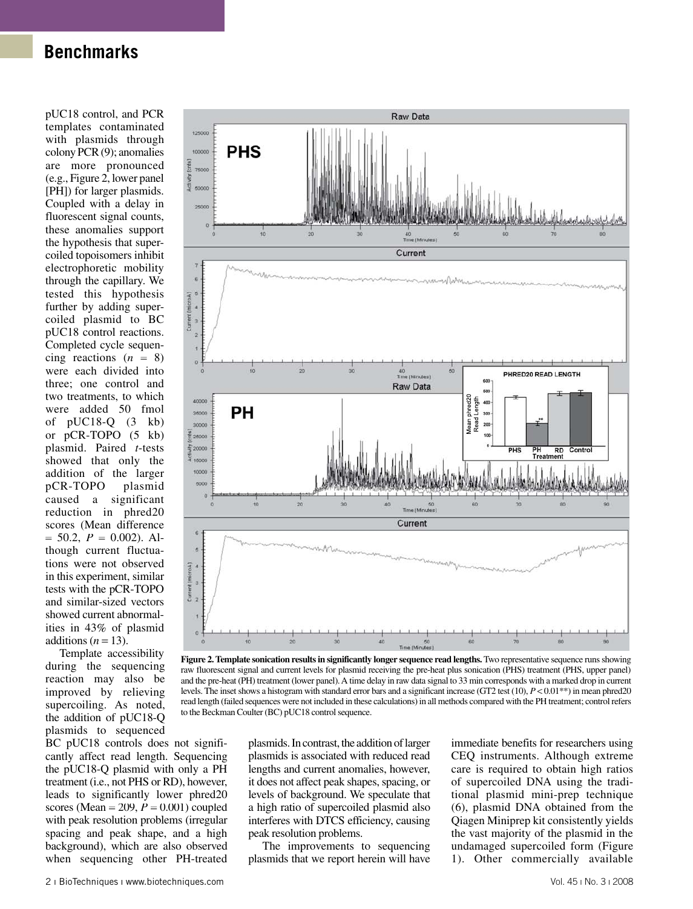pUC18 control, and PCR templates contaminated with plasmids through colony PCR (9); anomalies are more pronounced (e.g., Figure 2, lower panel [PH]) for larger plasmids. Coupled with a delay in fluorescent signal counts, these anomalies support the hypothesis that supercoiled topoisomers inhibit electrophoretic mobility through the capillary. We tested this hypothesis further by adding supercoiled plasmid to BC pUC18 control reactions. Completed cycle sequencing reactions ($n$ = 8) were each divided into three; one control and two treatments, to which were added 50 fmol of pUC18-Q (3 kb) or pCR-TOPO (5 kb) plasmid. Paired $t$-tests showed that only the addition of the larger pCR-TOPO plasmid caused a significant reduction in phred20 scores (Mean difference = 50.2, $P$ = 0.002). Although current fluctuations were not observed in this experiment, similar tests with the pCR-TOPO and similar-sized vectors showed current abnormalities in 43% of plasmid additions ($n$ = 13).

Template accessibility during the sequencing reaction may also be improved by relieving supercoiling. As noted, the addition of pUC18-Q plasmids to sequenced BC pUC18 controls does not significantly affect read length. Sequencing the pUC18-Q plasmid with only a PH treatment (i.e., not PHS or RD), however, leads to significantly lower phred20 scores (Mean = 209, $P$ = 0.001) coupled with peak resolution problems (irregular spacing and peak shape, and a high background), which are also observed when sequencing other PH-treated plasmids. In contrast, the addition of larger plasmids is associated with reduced read lengths and current anomalies, however, it does not affect peak shapes, spacing, or levels of background. We speculate that a high ratio of supercoiled plasmid also interferes with DTCS efficiency, causing peak resolution problems.

**Figure 2. Template sonication results in significantly longer sequence read lengths.** Two representative sequence runs showing raw fluorescent signal and current levels for plasmid receiving the pre-heat plus sonication (PHS) treatment (PHS, upper panel) and the pre-heat (PH) treatment (lower panel). A time delay in raw data signal to 33 min corresponds with a marked drop in current levels. The inset shows a histogram with standard error bars and a significant increase (GT2 test (10), $P < 0.01$**) in mean phred20 read length (failed sequences were not included in these calculations) in all methods compared with the PH treatment; control refers to the Beckman Coulter (BC) pUC18 control sequence.

The improvements to sequencing plasmids that we report herein will have immediate benefits for researchers using CEQ instruments. Although extreme care is required to obtain high ratios of supercoiled DNA using the traditional plasmid mini-prep technique (6), plasmid DNA obtained from the Qiagen Miniprep kit consistently yields the vast majority of the plasmid in the undamaged supercoiled form (Figure 1). Other commercially available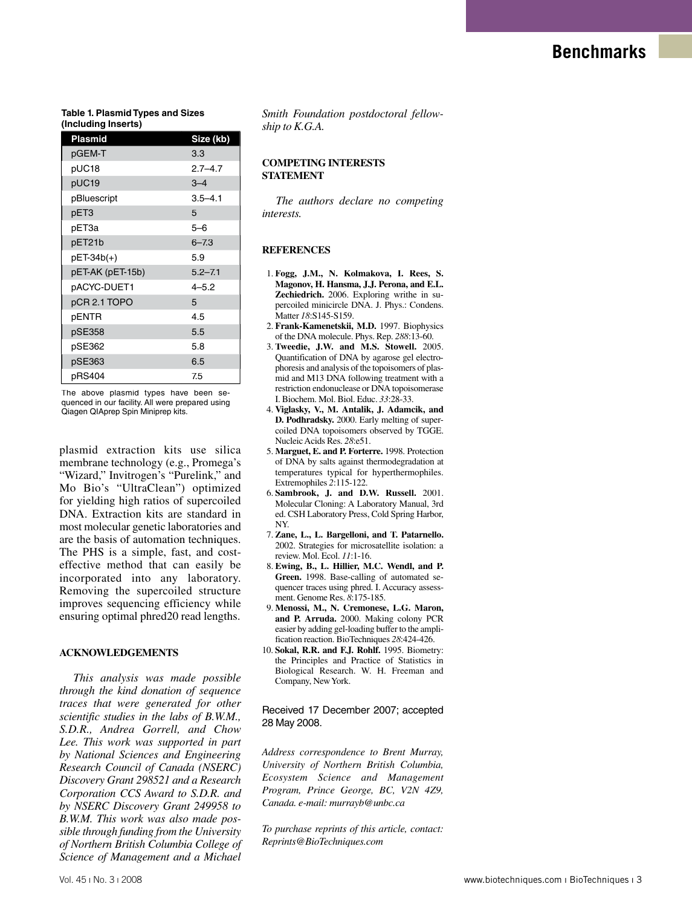**Table 1. Plasmid Types and Sizes (Including Inserts)**

| Plasmid | Size (kb) |
|---|---|
| pGEM-T | 3.3 |
| pUC18 | 2.7–4.7 |
| pUC19 | 3–4 |
| pBluescript | 3.5–4.1 |
| pET3 | 5 |
| pET3a | 5–6 |
| pET21b | 6–7.3 |
| pET-34b(+) | 5.9 |
| pET-AK (pET-15b) | 5.2–7.1 |
| pACYC-DUET1 | 4–5.2 |
| pCR 2.1 TOPO | 5 |
| pENTR | 4.5 |
| pSE358 | 5.5 |
| pSE362 | 5.8 |
| pSE363 | 6.5 |
| pRS404 | 7.5 |

The above plasmid types have been sequenced in our facility. All were prepared using Qiagen QIAprep Spin Miniprep kits.

plasmid extraction kits use silica membrane technology (e.g., Promega's "Wizard," Invitrogen's "Purelink," and Mo Bio's "UltraClean") optimized for yielding high ratios of supercoiled DNA. Extraction kits are standard in most molecular genetic laboratories and are the basis of automation techniques. The PHS is a simple, fast, and cost-effective method that can easily be incorporated into any laboratory. Removing the supercoiled structure improves sequencing efficiency while ensuring optimal phred20 read lengths.

## ACKNOWLEDGEMENTS

*This analysis was made possible through the kind donation of sequence traces that were generated for other scientific studies in the labs of B.W.M., S.D.R., Andrea Gorrell, and Chow Lee. This work was supported in part by National Sciences and Engineering Research Council of Canada (NSERC) Discovery Grant 298521 and a Research Corporation CCS Award to S.D.R. and by NSERC Discovery Grant 249958 to B.W.M. This work was also made possible through funding from the University of Northern British Columbia College of Science of Management and a Michael Smith Foundation postdoctoral fellowship to K.G.A.*

## COMPETING INTERESTS STATEMENT

*The authors declare no competing interests.*

## REFERENCES

1. **Fogg, J.M., N. Kolmakova, I. Rees, S. Magonov, H. Hansma, J.J. Perona, and E.L. Zechiedrich.** 2006. Exploring writhe in supercoiled minicircle DNA. J. Phys.: Condens. Matter *18*:S145-S159.
2. **Frank-Kamenetskii, M.D.** 1997. Biophysics of the DNA molecule. Phys. Rep. *288*:13-60.
3. **Tweedie, J.W. and M.S. Stowell.** 2005. Quantification of DNA by agarose gel electrophoresis and analysis of the topoisomers of plasmid and M13 DNA following treatment with a restriction endonuclease or DNA topoisomerase I. Biochem. Mol. Biol. Educ. *33*:28-33.
4. **Viglasky, V., M. Antalik, J. Adamcik, and D. Podhradsky.** 2000. Early melting of supercoiled DNA topoisomers observed by TGGE. Nucleic Acids Res. *28*:e51.
5. **Marguet, E. and P. Forterre.** 1998. Protection of DNA by salts against thermodegradation at temperatures typical for hyperthermophiles. Extremophiles *2*:115-122.
6. **Sambrook, J. and D.W. Russell.** 2001. Molecular Cloning: A Laboratory Manual, 3rd ed. CSH Laboratory Press, Cold Spring Harbor, NY.
7. **Zane, L., L. Bargelloni, and T. Patarnello.** 2002. Strategies for microsatellite isolation: a review. Mol. Ecol. *11*:1-16.
8. **Ewing, B., L. Hillier, M.C. Wendl, and P. Green.** 1998. Base-calling of automated sequencer traces using phred. I. Accuracy assessment. Genome Res. *8*:175-185.
9. **Menossi, M., N. Cremonese, L.G. Maron, and P. Arruda.** 2000. Making colony PCR easier by adding gel-loading buffer to the amplification reaction. BioTechniques *28*:424-426.
10. **Sokal, R.R. and F.J. Rohlf.** 1995. Biometry: the Principles and Practice of Statistics in Biological Research. W. H. Freeman and Company, New York.

Received 17 December 2007; accepted 28 May 2008.

*Address correspondence to Brent Murray, University of Northern British Columbia, Ecosystem Science and Management Program, Prince George, BC, V2N 4Z9, Canada. e-mail: murrayb@unbc.ca*

*To purchase reprints of this article, contact: Reprints@BioTechniques.com*